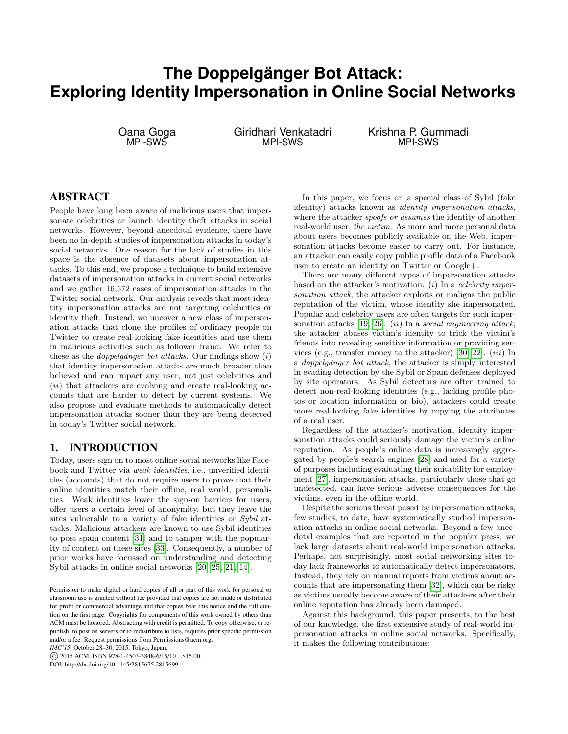# The Doppelgänger Bot Attack: Exploring Identity Impersonation in Online Social Networks

Oana Goga
MPI-SWS

Giridhari Venkatadri
MPI-SWS

Krishna P. Gummadi
MPI-SWS

## ABSTRACT

People have long been aware of malicious users that impersonate celebrities or launch identity theft attacks in social networks. However, beyond anecdotal evidence, there have been no in-depth studies of impersonation attacks in today's social networks. One reason for the lack of studies in this space is the absence of datasets about impersonation attacks. To this end, we propose a technique to build extensive datasets of impersonation attacks in current social networks and we gather 16,572 cases of impersonation attacks in the Twitter social network. Our analysis reveals that most identity impersonation attacks are not targeting celebrities or identity theft. Instead, we uncover a new class of impersonation attacks that clone the profiles of ordinary people on Twitter to create real-looking fake identities and use them in malicious activities such as follower fraud. We refer to these as the *doppelgänger bot attacks*. Our findings show (*i*) that identity impersonation attacks are much broader than believed and can impact any user, not just celebrities and (*ii*) that attackers are evolving and create real-looking accounts that are harder to detect by current systems. We also propose and evaluate methods to automatically detect impersonation attacks sooner than they are being detected in today's Twitter social network.

## 1. INTRODUCTION

Today, users sign on to most online social networks like Facebook and Twitter via *weak identities*, i.e., unverified identities (accounts) that do not require users to prove that their online identities match their offline, real world, personalities. Weak identities lower the sign-on barriers for users, offer users a certain level of anonymity, but they leave the sites vulnerable to a variety of fake identities or *Sybil* attacks. Malicious attackers are known to use Sybil identities to post spam content [31] and to tamper with the popularity of content on these sites [33]. Consequently, a number of prior works have focussed on understanding and detecting Sybil attacks in online social networks [20, 25, 21, 14].

Permission to make digital or hard copies of all or part of this work for personal or classroom use is granted without fee provided that copies are not made or distributed for profit or commercial advantage and that copies bear this notice and the full citation on the first page. Copyrights for components of this work owned by others than ACM must be honored. Abstracting with credit is permitted. To copy otherwise, or republish, to post on servers or to redistribute to lists, requires prior specific permission and/or a fee. Request permissions from Permissions@acm.org.
*IMC'15,* October 28–30, 2015, Tokyo, Japan.
© 2015 ACM. ISBN 978-1-4503-3848-6/15/10 ...$15.00.
DOI: http://dx.doi.org/10.1145/2815675.2815699.

In this paper, we focus on a special class of Sybil (fake identity) attacks known as *identity impersonation attacks*, where the attacker *spoofs or assumes* the identity of another real-world user, *the victim*. As more and more personal data about users becomes publicly available on the Web, impersonation attacks become easier to carry out. For instance, an attacker can easily copy public profile data of a Facebook user to create an identity on Twitter or Google+.

There are many different types of impersonation attacks based on the attacker's motivation. (*i*) In a *celebrity impersonation attack*, the attacker exploits or maligns the public reputation of the victim, whose identity she impersonated. Popular and celebrity users are often targets for such impersonation attacks [19, 26]. (*ii*) In a *social engineering attack*, the attacker abuses victim's identity to trick the victim's friends into revealing sensitive information or providing services (e.g., transfer money to the attacker) [30, 22]. (*iii*) In a *doppelgänger bot attack*, the attacker is simply interested in evading detection by the Sybil or Spam defenses deployed by site operators. As Sybil detectors are often trained to detect non-real-looking identities (e.g., lacking profile photos or location information or bio), attackers could create more real-looking fake identities by copying the attributes of a real user.

Regardless of the attacker's motivation, identity impersonation attacks could seriously damage the victim's online reputation. As people's online data is increasingly aggregated by people's search engines [28] and used for a variety of purposes including evaluating their suitability for employment [27], impersonation attacks, particularly those that go undetected, can have serious adverse consequences for the victims, even in the offline world.

Despite the serious threat posed by impersonation attacks, few studies, to date, have systematically studied impersonation attacks in online social networks. Beyond a few anecdotal examples that are reported in the popular press, we lack large datasets about real-world impersonation attacks. Perhaps, not surprisingly, most social networking sites today lack frameworks to automatically detect impersonators. Instead, they rely on manual reports from victims about accounts that are impersonating them [32], which can be risky as victims usually become aware of their attackers after their online reputation has already been damaged.

Against this background, this paper presents, to the best of our knowledge, the first extensive study of real-world impersonation attacks in online social networks. Specifically, it makes the following contributions: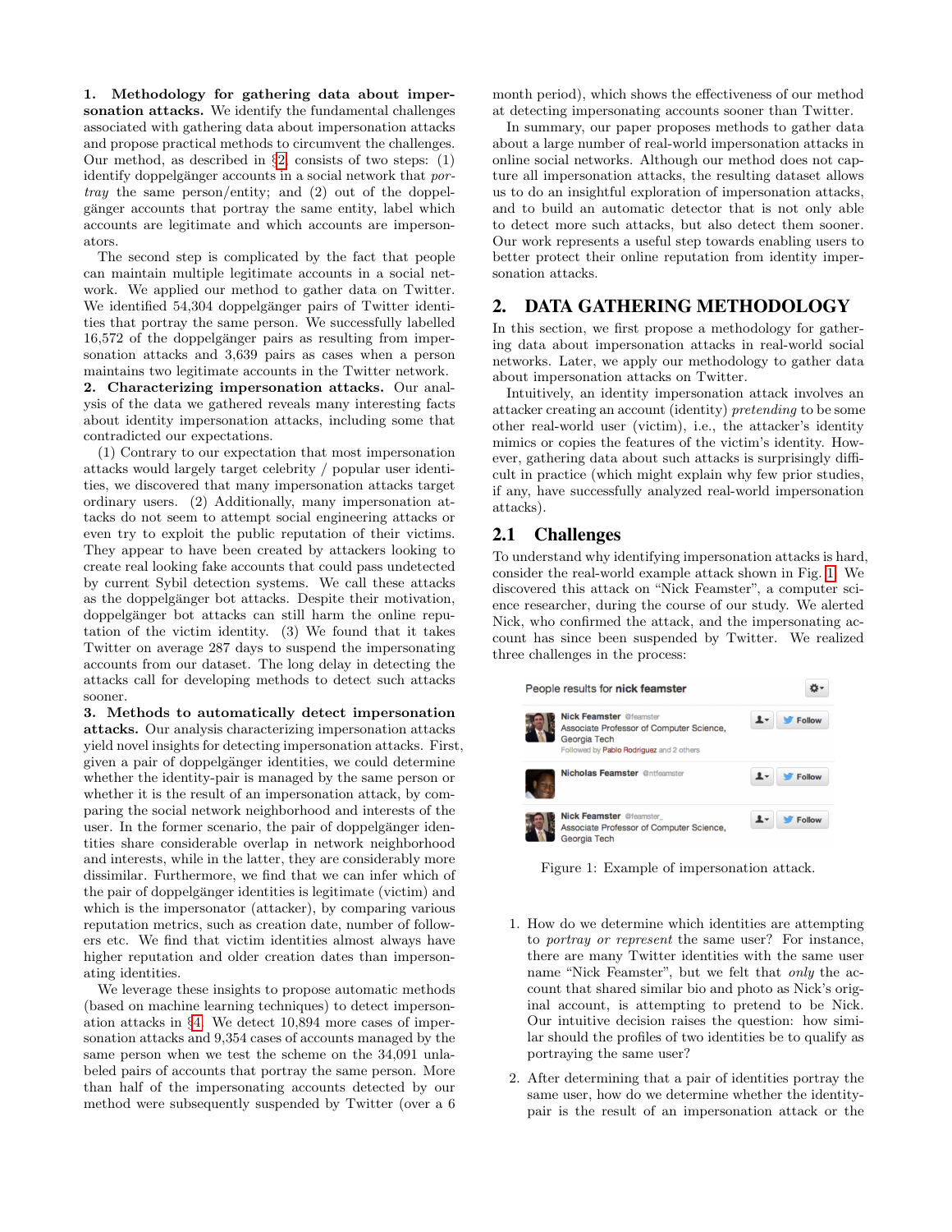**1. Methodology for gathering data about impersonation attacks.** We identify the fundamental challenges associated with gathering data about impersonation attacks and propose practical methods to circumvent the challenges. Our method, as described in §2, consists of two steps: (1) identify doppelgänger accounts in a social network that *portray* the same person/entity; and (2) out of the doppelgänger accounts that portray the same entity, label which accounts are legitimate and which accounts are impersonators.

The second step is complicated by the fact that people can maintain multiple legitimate accounts in a social network. We applied our method to gather data on Twitter. We identified 54,304 doppelgänger pairs of Twitter identities that portray the same person. We successfully labelled 16,572 of the doppelgänger pairs as resulting from impersonation attacks and 3,639 pairs as cases when a person maintains two legitimate accounts in the Twitter network.

**2. Characterizing impersonation attacks.** Our analysis of the data we gathered reveals many interesting facts about identity impersonation attacks, including some that contradicted our expectations.

(1) Contrary to our expectation that most impersonation attacks would largely target celebrity / popular user identities, we discovered that many impersonation attacks target ordinary users. (2) Additionally, many impersonation attacks do not seem to attempt social engineering attacks or even try to exploit the public reputation of their victims. They appear to have been created by attackers looking to create real looking fake accounts that could pass undetected by current Sybil detection systems. We call these attacks as the doppelgänger bot attacks. Despite their motivation, doppelgänger bot attacks can still harm the online reputation of the victim identity. (3) We found that it takes Twitter on average 287 days to suspend the impersonating accounts from our dataset. The long delay in detecting the attacks call for developing methods to detect such attacks sooner.

**3. Methods to automatically detect impersonation attacks.** Our analysis characterizing impersonation attacks yield novel insights for detecting impersonation attacks. First, given a pair of doppelgänger identities, we could determine whether the identity-pair is managed by the same person or whether it is the result of an impersonation attack, by comparing the social network neighborhood and interests of the user. In the former scenario, the pair of doppelgänger identities share considerable overlap in network neighborhood and interests, while in the latter, they are considerably more dissimilar. Furthermore, we find that we can infer which of the pair of doppelgänger identities is legitimate (victim) and which is the impersonator (attacker), by comparing various reputation metrics, such as creation date, number of followers etc. We find that victim identities almost always have higher reputation and older creation dates than impersonating identities.

We leverage these insights to propose automatic methods (based on machine learning techniques) to detect impersonation attacks in §4. We detect 10,894 more cases of impersonation attacks and 9,354 cases of accounts managed by the same person when we test the scheme on the 34,091 unlabeled pairs of accounts that portray the same person. More than half of the impersonating accounts detected by our method were subsequently suspended by Twitter (over a 6 month period), which shows the effectiveness of our method at detecting impersonating accounts sooner than Twitter.

In summary, our paper proposes methods to gather data about a large number of real-world impersonation attacks in online social networks. Although our method does not capture all impersonation attacks, the resulting dataset allows us to do an insightful exploration of impersonation attacks, and to build an automatic detector that is not only able to detect more such attacks, but also detect them sooner. Our work represents a useful step towards enabling users to better protect their online reputation from identity impersonation attacks.

## 2. DATA GATHERING METHODOLOGY

In this section, we first propose a methodology for gathering data about impersonation attacks in real-world social networks. Later, we apply our methodology to gather data about impersonation attacks on Twitter.

Intuitively, an identity impersonation attack involves an attacker creating an account (identity) *pretending* to be some other real-world user (victim), i.e., the attacker's identity mimics or copies the features of the victim's identity. However, gathering data about such attacks is surprisingly difficult in practice (which might explain why few prior studies, if any, have successfully analyzed real-world impersonation attacks).

### 2.1 Challenges

To understand why identifying impersonation attacks is hard, consider the real-world example attack shown in Fig. 1. We discovered this attack on "Nick Feamster", a computer science researcher, during the course of our study. We alerted Nick, who confirmed the attack, and the impersonating account has since been suspended by Twitter. We realized three challenges in the process:

People results for **nick feamster**

**Nick Feamster** @feamster
Associate Professor of Computer Science, Georgia Tech
Followed by Pablo Rodriguez and 2 others

**Nicholas Feamster** @ntfeamster

**Nick Feamster** @feamster_
Associate Professor of Computer Science, Georgia Tech

Figure 1: Example of impersonation attack.

1. How do we determine which identities are attempting to *portray or represent* the same user? For instance, there are many Twitter identities with the same user name "Nick Feamster", but we felt that *only* the account that shared similar bio and photo as Nick's original account, is attempting to pretend to be Nick. Our intuitive decision raises the question: how similar should the profiles of two identities be to qualify as portraying the same user?

2. After determining that a pair of identities portray the same user, how do we determine whether the identity-pair is the result of an impersonation attack or the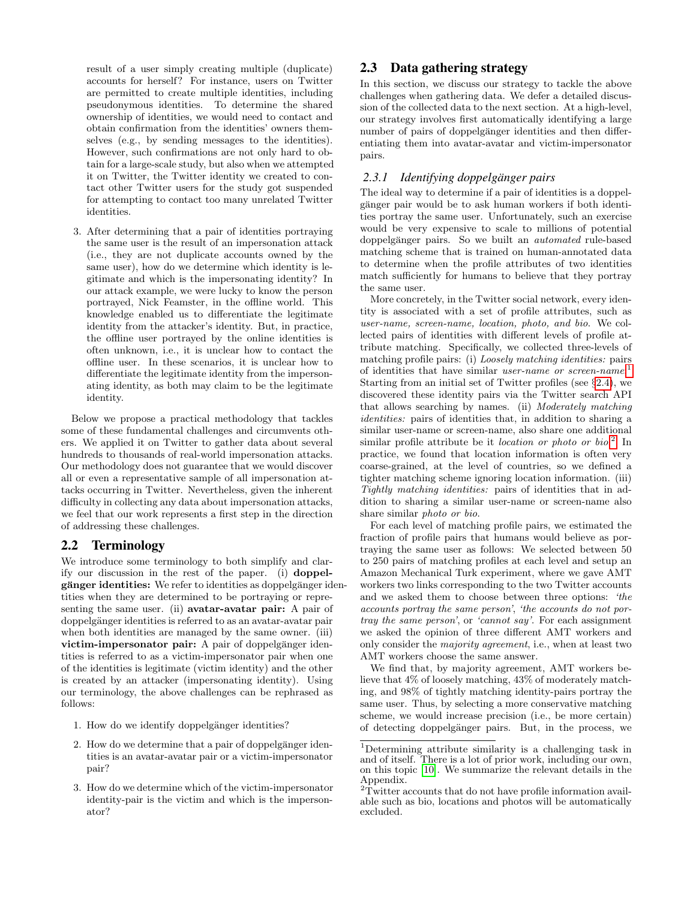result of a user simply creating multiple (duplicate) accounts for herself? For instance, users on Twitter are permitted to create multiple identities, including pseudonymous identities. To determine the shared ownership of identities, we would need to contact and obtain confirmation from the identities' owners themselves (e.g., by sending messages to the identities). However, such confirmations are not only hard to obtain for a large-scale study, but also when we attempted it on Twitter, the Twitter identity we created to contact other Twitter users for the study got suspended for attempting to contact too many unrelated Twitter identities.

3. After determining that a pair of identities portraying the same user is the result of an impersonation attack (i.e., they are not duplicate accounts owned by the same user), how do we determine which identity is legitimate and which is the impersonating identity? In our attack example, we were lucky to know the person portrayed, Nick Feamster, in the offline world. This knowledge enabled us to differentiate the legitimate identity from the attacker's identity. But, in practice, the offline user portrayed by the online identities is often unknown, i.e., it is unclear how to contact the offline user. In these scenarios, it is unclear how to differentiate the legitimate identity from the impersonating identity, as both may claim to be the legitimate identity.

Below we propose a practical methodology that tackles some of these fundamental challenges and circumvents others. We applied it on Twitter to gather data about several hundreds to thousands of real-world impersonation attacks. Our methodology does not guarantee that we would discover all or even a representative sample of all impersonation attacks occurring in Twitter. Nevertheless, given the inherent difficulty in collecting any data about impersonation attacks, we feel that our work represents a first step in the direction of addressing these challenges.

## 2.2 Terminology

We introduce some terminology to both simplify and clarify our discussion in the rest of the paper. (i) **doppelgänger identities:** We refer to identities as doppelgänger identities when they are determined to be portraying or representing the same user. (ii) **avatar-avatar pair:** A pair of doppelgänger identities is referred to as an avatar-avatar pair when both identities are managed by the same owner. (iii) **victim-impersonator pair:** A pair of doppelgänger identities is referred to as a victim-impersonator pair when one of the identities is legitimate (victim identity) and the other is created by an attacker (impersonating identity). Using our terminology, the above challenges can be rephrased as follows:

1. How do we identify doppelgänger identities?
2. How do we determine that a pair of doppelgänger identities is an avatar-avatar pair or a victim-impersonator pair?
3. How do we determine which of the victim-impersonator identity-pair is the victim and which is the impersonator?

## 2.3 Data gathering strategy

In this section, we discuss our strategy to tackle the above challenges when gathering data. We defer a detailed discussion of the collected data to the next section. At a high-level, our strategy involves first automatically identifying a large number of pairs of doppelgänger identities and then differentiating them into avatar-avatar and victim-impersonator pairs.

### 2.3.1 Identifying doppelgänger pairs

The ideal way to determine if a pair of identities is a doppelgänger pair would be to ask human workers if both identities portray the same user. Unfortunately, such an exercise would be very expensive to scale to millions of potential doppelgänger pairs. So we built an *automated* rule-based matching scheme that is trained on human-annotated data to determine when the profile attributes of two identities match sufficiently for humans to believe that they portray the same user.

More concretely, in the Twitter social network, every identity is associated with a set of profile attributes, such as *user-name, screen-name, location, photo, and bio*. We collected pairs of identities with different levels of profile attribute matching. Specifically, we collected three-levels of matching profile pairs: (i) *Loosely matching identities:* pairs of identities that have similar *user-name or screen-name*[1]. Starting from an initial set of Twitter profiles (see §2.4), we discovered these identity pairs via the Twitter search API that allows searching by names. (ii) *Moderately matching identities:* pairs of identities that, in addition to sharing a similar user-name or screen-name, also share one additional similar profile attribute be it *location or photo or bio*[2]. In practice, we found that location information is often very coarse-grained, at the level of countries, so we defined a tighter matching scheme ignoring location information. (iii) *Tightly matching identities:* pairs of identities that in addition to sharing a similar user-name or screen-name also share similar *photo or bio*.

For each level of matching profile pairs, we estimated the fraction of profile pairs that humans would believe as portraying the same user as follows: We selected between 50 to 250 pairs of matching profiles at each level and setup an Amazon Mechanical Turk experiment, where we gave AMT workers two links corresponding to the two Twitter accounts and we asked them to choose between three options: *'the accounts portray the same person'*, *'the accounts do not portray the same person'*, or *'cannot say'*. For each assignment we asked the opinion of three different AMT workers and only consider the *majority agreement*, i.e., when at least two AMT workers choose the same answer.

We find that, by majority agreement, AMT workers believe that 4% of loosely matching, 43% of moderately matching, and 98% of tightly matching identity-pairs portray the same user. Thus, by selecting a more conservative matching scheme, we would increase precision (i.e., be more certain) of detecting doppelgänger pairs. But, in the process, we

[1] Determining attribute similarity is a challenging task in and of itself. There is a lot of prior work, including our own, on this topic [10]. We summarize the relevant details in the Appendix.

[2] Twitter accounts that do not have profile information available such as bio, locations and photos will be automatically excluded.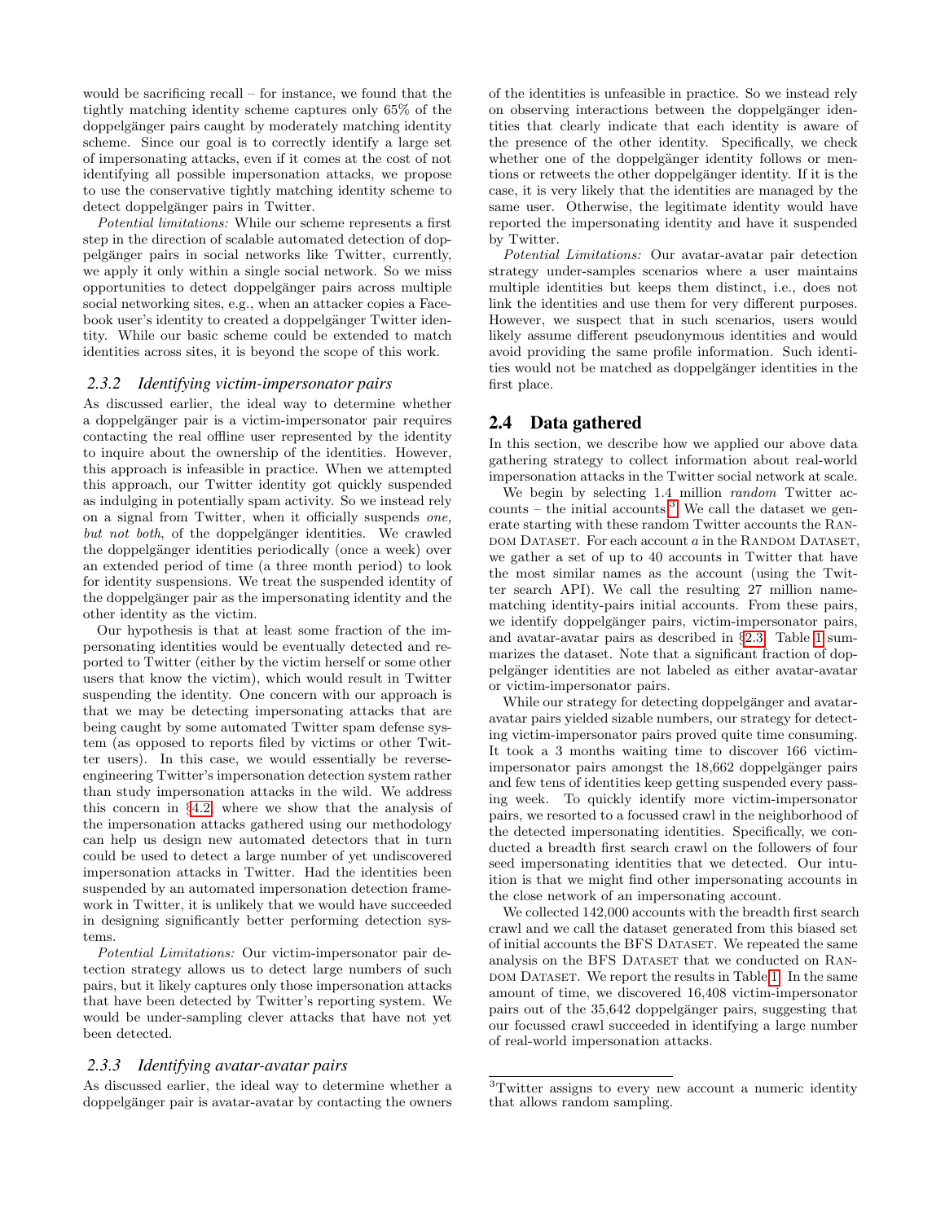would be sacrificing recall – for instance, we found that the tightly matching identity scheme captures only 65% of the doppelgänger pairs caught by moderately matching identity scheme. Since our goal is to correctly identify a large set of impersonating attacks, even if it comes at the cost of not identifying all possible impersonation attacks, we propose to use the conservative tightly matching identity scheme to detect doppelgänger pairs in Twitter.

*Potential limitations:* While our scheme represents a first step in the direction of scalable automated detection of doppelgänger pairs in social networks like Twitter, currently, we apply it only within a single social network. So we miss opportunities to detect doppelgänger pairs across multiple social networking sites, e.g., when an attacker copies a Facebook user's identity to created a doppelgänger Twitter identity. While our basic scheme could be extended to match identities across sites, it is beyond the scope of this work.

### 2.3.2 Identifying victim-impersonator pairs

As discussed earlier, the ideal way to determine whether a doppelgänger pair is a victim-impersonator pair requires contacting the real offline user represented by the identity to inquire about the ownership of the identities. However, this approach is infeasible in practice. When we attempted this approach, our Twitter identity got quickly suspended as indulging in potentially spam activity. So we instead rely on a signal from Twitter, when it officially suspends *one, but not both*, of the doppelgänger identities. We crawled the doppelgänger identities periodically (once a week) over an extended period of time (a three month period) to look for identity suspensions. We treat the suspended identity of the doppelgänger pair as the impersonating identity and the other identity as the victim.

Our hypothesis is that at least some fraction of the impersonating identities would be eventually detected and reported to Twitter (either by the victim herself or some other users that know the victim), which would result in Twitter suspending the identity. One concern with our approach is that we may be detecting impersonating attacks that are being caught by some automated Twitter spam defense system (as opposed to reports filed by victims or other Twitter users). In this case, we would essentially be reverse-engineering Twitter's impersonation detection system rather than study impersonation attacks in the wild. We address this concern in §4.2, where we show that the analysis of the impersonation attacks gathered using our methodology can help us design new automated detectors that in turn could be used to detect a large number of yet undiscovered impersonation attacks in Twitter. Had the identities been suspended by an automated impersonation detection framework in Twitter, it is unlikely that we would have succeeded in designing significantly better performing detection systems.

*Potential Limitations:* Our victim-impersonator pair detection strategy allows us to detect large numbers of such pairs, but it likely captures only those impersonation attacks that have been detected by Twitter's reporting system. We would be under-sampling clever attacks that have not yet been detected.

### 2.3.3 Identifying avatar-avatar pairs

As discussed earlier, the ideal way to determine whether a doppelgänger pair is avatar-avatar by contacting the owners of the identities is unfeasible in practice. So we instead rely on observing interactions between the doppelgänger identities that clearly indicate that each identity is aware of the presence of the other identity. Specifically, we check whether one of the doppelgänger identity follows or mentions or retweets the other doppelgänger identity. If it is the case, it is very likely that the identities are managed by the same user. Otherwise, the legitimate identity would have reported the impersonating identity and have it suspended by Twitter.

*Potential Limitations:* Our avatar-avatar pair detection strategy under-samples scenarios where a user maintains multiple identities but keeps them distinct, i.e., does not link the identities and use them for very different purposes. However, we suspect that in such scenarios, users would likely assume different pseudonymous identities and would avoid providing the same profile information. Such identities would not be matched as doppelgänger identities in the first place.

## 2.4 Data gathered

In this section, we describe how we applied our above data gathering strategy to collect information about real-world impersonation attacks in the Twitter social network at scale.

We begin by selecting 1.4 million *random* Twitter accounts – the initial accounts.[3] We call the dataset we generate starting with these random Twitter accounts the Random Dataset. For each account $a$ in the Random Dataset, we gather a set of up to 40 accounts in Twitter that have the most similar names as the account (using the Twitter search API). We call the resulting 27 million name-matching identity-pairs initial accounts. From these pairs, we identify doppelgänger pairs, victim-impersonator pairs, and avatar-avatar pairs as described in §2.3. Table 1 summarizes the dataset. Note that a significant fraction of doppelgänger identities are not labeled as either avatar-avatar or victim-impersonator pairs.

While our strategy for detecting doppelgänger and avatar-avatar pairs yielded sizable numbers, our strategy for detecting victim-impersonator pairs proved quite time consuming. It took a 3 months waiting time to discover 166 victim-impersonator pairs amongst the 18,662 doppelgänger pairs and few tens of identities keep getting suspended every passing week. To quickly identify more victim-impersonator pairs, we resorted to a focussed crawl in the neighborhood of the detected impersonating identities. Specifically, we conducted a breadth first search crawl on the followers of four seed impersonating identities that we detected. Our intuition is that we might find other impersonating accounts in the close network of an impersonating account.

We collected 142,000 accounts with the breadth first search crawl and we call the dataset generated from this biased set of initial accounts the BFS Dataset. We repeated the same analysis on the BFS Dataset that we conducted on Random Dataset. We report the results in Table 1. In the same amount of time, we discovered 16,408 victim-impersonator pairs out of the 35,642 doppelgänger pairs, suggesting that our focussed crawl succeeded in identifying a large number of real-world impersonation attacks.

[3] Twitter assigns to every new account a numeric identity that allows random sampling.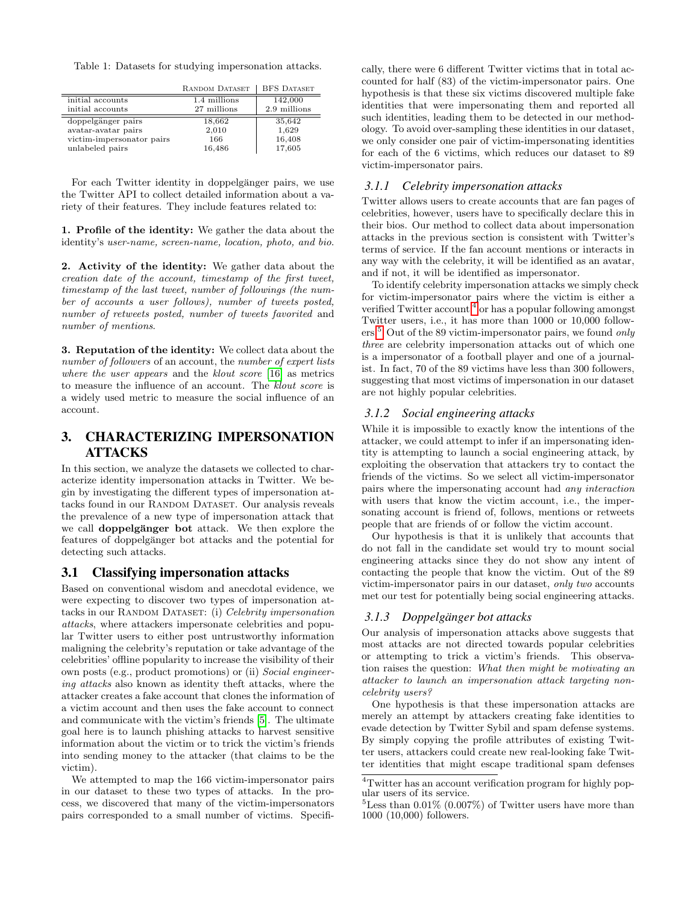Table 1: Datasets for studying impersonation attacks.

| | RANDOM DATASET | BFS DATASET |
|---|---|---|
| initial accounts | 1.4 millions | 142,000 |
| initial accounts | 27 millions | 2.9 millions |
| doppelgänger pairs | 18,662 | 35,642 |
| avatar-avatar pairs | 2,010 | 1,629 |
| victim-impersonator pairs | 166 | 16,408 |
| unlabeled pairs | 16,486 | 17,605 |

For each Twitter identity in doppelgänger pairs, we use the Twitter API to collect detailed information about a variety of their features. They include features related to:

**1. Profile of the identity:** We gather the data about the identity's *user-name, screen-name, location, photo, and bio*.

**2. Activity of the identity:** We gather data about the *creation date of the account, timestamp of the first tweet, timestamp of the last tweet, number of followings (the number of accounts a user follows), number of tweets posted, number of retweets posted, number of tweets favorited* and *number of mentions*.

**3. Reputation of the identity:** We collect data about the *number of followers* of an account, the *number of expert lists where the user appears* and the *klout score* [16] as metrics to measure the influence of an account. The *klout score* is a widely used metric to measure the social influence of an account.

## 3. CHARACTERIZING IMPERSONATION ATTACKS

In this section, we analyze the datasets we collected to characterize identity impersonation attacks in Twitter. We begin by investigating the different types of impersonation attacks found in our RANDOM DATASET. Our analysis reveals the prevalence of a new type of impersonation attack that we call **doppelgänger bot** attack. We then explore the features of doppelgänger bot attacks and the potential for detecting such attacks.

### 3.1 Classifying impersonation attacks

Based on conventional wisdom and anecdotal evidence, we were expecting to discover two types of impersonation attacks in our RANDOM DATASET: (i) *Celebrity impersonation attacks*, where attackers impersonate celebrities and popular Twitter users to either post untrustworthy information maligning the celebrity's reputation or take advantage of the celebrities' offline popularity to increase the visibility of their own posts (e.g., product promotions) or (ii) *Social engineering attacks* also known as identity theft attacks, where the attacker creates a fake account that clones the information of a victim account and then uses the fake account to connect and communicate with the victim's friends [5]. The ultimate goal here is to launch phishing attacks to harvest sensitive information about the victim or to trick the victim's friends into sending money to the attacker (that claims to be the victim).

We attempted to map the 166 victim-impersonator pairs in our dataset to these two types of attacks. In the process, we discovered that many of the victim-impersonators pairs corresponded to a small number of victims. Specifically, there were 6 different Twitter victims that in total accounted for half (83) of the victim-impersonator pairs. One hypothesis is that these six victims discovered multiple fake identities that were impersonating them and reported all such identities, leading them to be detected in our methodology. To avoid over-sampling these identities in our dataset, we only consider one pair of victim-impersonating identities for each of the 6 victims, which reduces our dataset to 89 victim-impersonator pairs.

#### 3.1.1 Celebrity impersonation attacks

Twitter allows users to create accounts that are fan pages of celebrities, however, users have to specifically declare this in their bios. Our method to collect data about impersonation attacks in the previous section is consistent with Twitter's terms of service. If the fan account mentions or interacts in any way with the celebrity, it will be identified as an avatar, and if not, it will be identified as impersonator.

To identify celebrity impersonation attacks we simply check for victim-impersonator pairs where the victim is either a verified Twitter account[4] or has a popular following amongst Twitter users, i.e., it has more than 1000 or 10,000 followers.[5] Out of the 89 victim-impersonator pairs, we found *only three* are celebrity impersonation attacks out of which one is a impersonator of a football player and one of a journalist. In fact, 70 of the 89 victims have less than 300 followers, suggesting that most victims of impersonation in our dataset are not highly popular celebrities.

#### 3.1.2 Social engineering attacks

While it is impossible to exactly know the intentions of the attacker, we could attempt to infer if an impersonating identity is attempting to launch a social engineering attack, by exploiting the observation that attackers try to contact the friends of the victims. So we select all victim-impersonator pairs where the impersonating account had *any interaction* with users that know the victim account, i.e., the impersonating account is friend of, follows, mentions or retweets people that are friends of or follow the victim account.

Our hypothesis is that it is unlikely that accounts that do not fall in the candidate set would try to mount social engineering attacks since they do not show any intent of contacting the people that know the victim. Out of the 89 victim-impersonator pairs in our dataset, *only two* accounts met our test for potentially being social engineering attacks.

#### 3.1.3 Doppelgänger bot attacks

Our analysis of impersonation attacks above suggests that most attacks are not directed towards popular celebrities or attempting to trick a victim's friends. This observation raises the question: *What then might be motivating an attacker to launch an impersonation attack targeting non-celebrity users?*

One hypothesis is that these impersonation attacks are merely an attempt by attackers creating fake identities to evade detection by Twitter Sybil and spam defense systems. By simply copying the profile attributes of existing Twitter users, attackers could create new real-looking fake Twitter identities that might escape traditional spam defenses

[4] Twitter has an account verification program for highly popular users of its service.

[5] Less than 0.01% (0.007%) of Twitter users have more than 1000 (10,000) followers.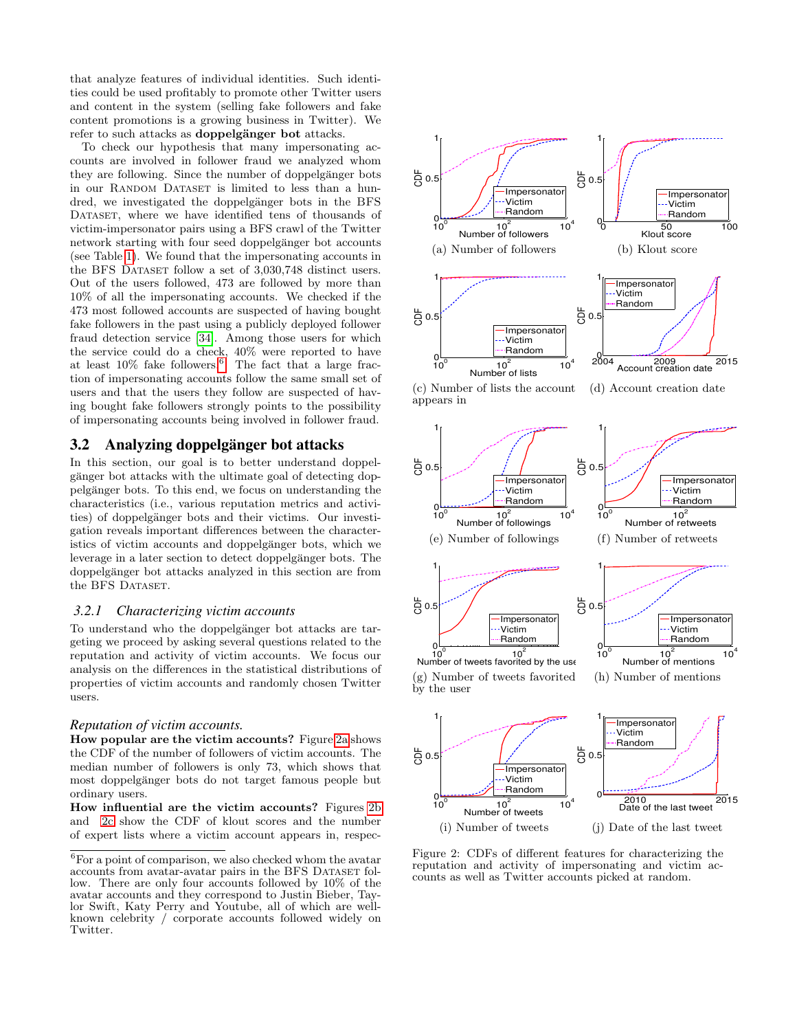that analyze features of individual identities. Such identities could be used profitably to promote other Twitter users and content in the system (selling fake followers and fake content promotions is a growing business in Twitter). We refer to such attacks as **doppelgänger bot** attacks.

To check our hypothesis that many impersonating accounts are involved in follower fraud we analyzed whom they are following. Since the number of doppelgänger bots in our Random Dataset is limited to less than a hundred, we investigated the doppelgänger bots in the BFS Dataset, where we have identified tens of thousands of victim-impersonator pairs using a BFS crawl of the Twitter network starting with four seed doppelgänger bot accounts (see Table 1). We found that the impersonating accounts in the BFS Dataset follow a set of 3,030,748 distinct users. Out of the users followed, 473 are followed by more than 10% of all the impersonating accounts. We checked if the 473 most followed accounts are suspected of having bought fake followers in the past using a publicly deployed follower fraud detection service [34]. Among those users for which the service could do a check, 40% were reported to have at least 10% fake followers.[6] The fact that a large fraction of impersonating accounts follow the same small set of users and that the users they follow are suspected of having bought fake followers strongly points to the possibility of impersonating accounts being involved in follower fraud.

## 3.2 Analyzing doppelgänger bot attacks

In this section, our goal is to better understand doppelgänger bot attacks with the ultimate goal of detecting doppelgänger bots. To this end, we focus on understanding the characteristics (i.e., various reputation metrics and activities) of doppelgänger bots and their victims. Our investigation reveals important differences between the characteristics of victim accounts and doppelgänger bots, which we leverage in a later section to detect doppelgänger bots. The doppelgänger bot attacks analyzed in this section are from the BFS Dataset.

### 3.2.1 *Characterizing victim accounts*

To understand who the doppelgänger bot attacks are targeting we proceed by asking several questions related to the reputation and activity of victim accounts. We focus our analysis on the differences in the statistical distributions of properties of victim accounts and randomly chosen Twitter users.

*Reputation of victim accounts.*

**How popular are the victim accounts?** Figure 2a shows the CDF of the number of followers of victim accounts. The median number of followers is only 73, which shows that most doppelgänger bots do not target famous people but ordinary users.

**How influential are the victim accounts?** Figures 2b and 2c show the CDF of klout scores and the number of expert lists where a victim account appears in, respec-

(a) Number of followers

(b) Klout score

(c) Number of lists the account appears in

(d) Account creation date

(e) Number of followings

(f) Number of retweets

(g) Number of tweets favorited by the user

(h) Number of mentions

(i) Number of tweets

(j) Date of the last tweet

Figure 2: CDFs of different features for characterizing the reputation and activity of impersonating and victim accounts as well as Twitter accounts picked at random.

[6] For a point of comparison, we also checked whom the avatar accounts from avatar-avatar pairs in the BFS Dataset follow. There are only four accounts followed by 10% of the avatar accounts and they correspond to Justin Bieber, Taylor Swift, Katy Perry and Youtube, all of which are well-known celebrity / corporate accounts followed widely on Twitter.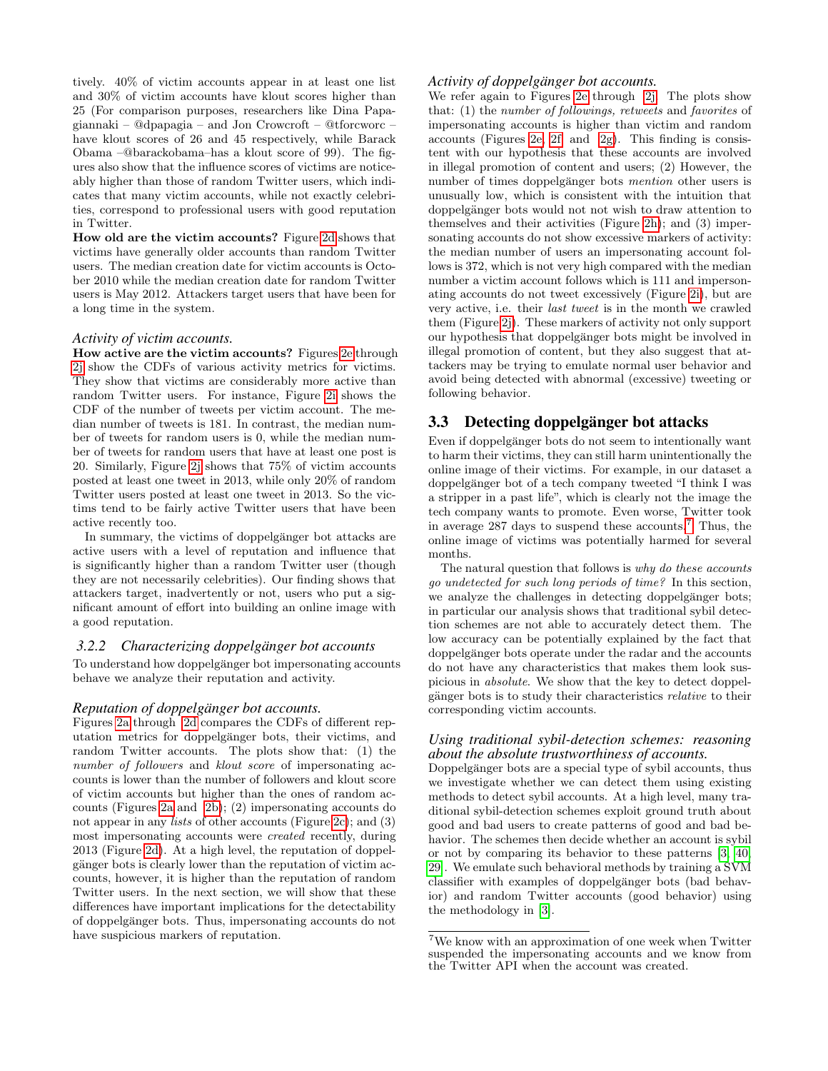tively. 40% of victim accounts appear in at least one list and 30% of victim accounts have klout scores higher than 25 (For comparison purposes, researchers like Dina Papagiannaki – @dpapagia – and Jon Crowcroft – @tforcworc – have klout scores of 26 and 45 respectively, while Barack Obama –@barackobama–has a klout score of 99). The figures also show that the influence scores of victims are noticeably higher than those of random Twitter users, which indicates that many victim accounts, while not exactly celebrities, correspond to professional users with good reputation in Twitter.

**How old are the victim accounts?** Figure 2d shows that victims have generally older accounts than random Twitter users. The median creation date for victim accounts is October 2010 while the median creation date for random Twitter users is May 2012. Attackers target users that have been for a long time in the system.

*Activity of victim accounts.*

**How active are the victim accounts?** Figures 2e through 2j show the CDFs of various activity metrics for victims. They show that victims are considerably more active than random Twitter users. For instance, Figure 2i shows the CDF of the number of tweets per victim account. The median number of tweets is 181. In contrast, the median number of tweets for random users is 0, while the median number of tweets for random users that have at least one post is 20. Similarly, Figure 2j shows that 75% of victim accounts posted at least one tweet in 2013, while only 20% of random Twitter users posted at least one tweet in 2013. So the victims tend to be fairly active Twitter users that have been active recently too.

In summary, the victims of doppelgänger bot attacks are active users with a level of reputation and influence that is significantly higher than a random Twitter user (though they are not necessarily celebrities). Our finding shows that attackers target, inadvertently or not, users who put a significant amount of effort into building an online image with a good reputation.

### 3.2.2 Characterizing doppelgänger bot accounts

To understand how doppelgänger bot impersonating accounts behave we analyze their reputation and activity.

*Reputation of doppelgänger bot accounts.*

Figures 2a through 2d compares the CDFs of different reputation metrics for doppelgänger bots, their victims, and random Twitter accounts. The plots show that: (1) the *number of followers* and *klout score* of impersonating accounts is lower than the number of followers and klout score of victim accounts but higher than the ones of random accounts (Figures 2a and 2b); (2) impersonating accounts do not appear in any *lists* of other accounts (Figure 2c); and (3) most impersonating accounts were *created* recently, during 2013 (Figure 2d). At a high level, the reputation of doppelgänger bots is clearly lower than the reputation of victim accounts, however, it is higher than the reputation of random Twitter users. In the next section, we will show that these differences have important implications for the detectability of doppelgänger bots. Thus, impersonating accounts do not have suspicious markers of reputation.

*Activity of doppelgänger bot accounts.*

We refer again to Figures 2e through 2j. The plots show that: (1) the *number of followings, retweets* and *favorites* of impersonating accounts is higher than victim and random accounts (Figures 2e, 2f and 2g). This finding is consistent with our hypothesis that these accounts are involved in illegal promotion of content and users; (2) However, the number of times doppelgänger bots *mention* other users is unusually low, which is consistent with the intuition that doppelgänger bots would not not wish to draw attention to themselves and their activities (Figure 2h); and (3) impersonating accounts do not show excessive markers of activity: the median number of users an impersonating account follows is 372, which is not very high compared with the median number a victim account follows which is 111 and impersonating accounts do not tweet excessively (Figure 2i), but are very active, i.e. their *last tweet* is in the month we crawled them (Figure 2j). These markers of activity not only support our hypothesis that doppelgänger bots might be involved in illegal promotion of content, but they also suggest that attackers may be trying to emulate normal user behavior and avoid being detected with abnormal (excessive) tweeting or following behavior.

## 3.3 Detecting doppelgänger bot attacks

Even if doppelgänger bots do not seem to intentionally want to harm their victims, they can still harm unintentionally the online image of their victims. For example, in our dataset a doppelgänger bot of a tech company tweeted "I think I was a stripper in a past life", which is clearly not the image the tech company wants to promote. Even worse, Twitter took in average 287 days to suspend these accounts.[7] Thus, the online image of victims was potentially harmed for several months.

The natural question that follows is *why do these accounts go undetected for such long periods of time?* In this section, we analyze the challenges in detecting doppelgänger bots; in particular our analysis shows that traditional sybil detection schemes are not able to accurately detect them. The low accuracy can be potentially explained by the fact that doppelgänger bots operate under the radar and the accounts do not have any characteristics that makes them look suspicious in *absolute*. We show that the key to detect doppelgänger bots is to study their characteristics *relative* to their corresponding victim accounts.

*Using traditional sybil-detection schemes: reasoning about the absolute trustworthiness of accounts.*

Doppelgänger bots are a special type of sybil accounts, thus we investigate whether we can detect them using existing methods to detect sybil accounts. At a high level, many traditional sybil-detection schemes exploit ground truth about good and bad users to create patterns of good and bad behavior. The schemes then decide whether an account is sybil or not by comparing its behavior to these patterns [3, 40, 29]. We emulate such behavioral methods by training a SVM classifier with examples of doppelgänger bots (bad behavior) and random Twitter accounts (good behavior) using the methodology in [3].

[7] We know with an approximation of one week when Twitter suspended the impersonating accounts and we know from the Twitter API when the account was created.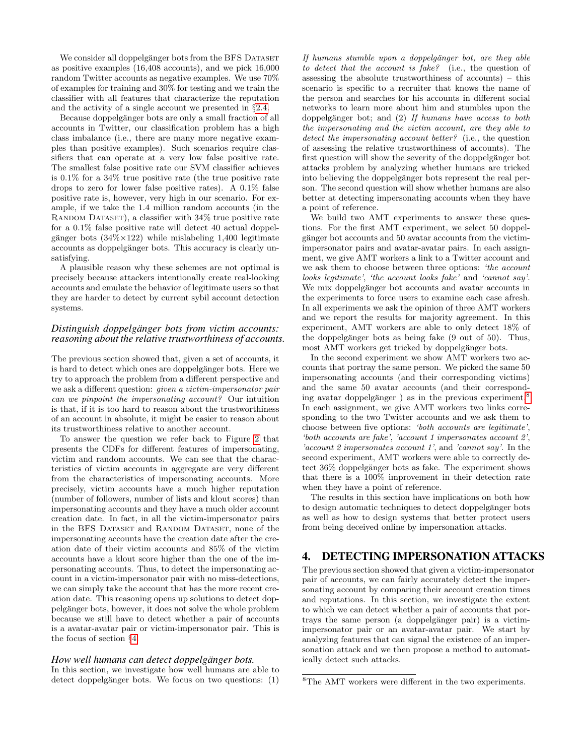We consider all doppelgänger bots from the BFS Dataset as positive examples (16,408 accounts), and we pick 16,000 random Twitter accounts as negative examples. We use 70% of examples for training and 30% for testing and we train the classifier with all features that characterize the reputation and the activity of a single account we presented in §2.4.

Because doppelgänger bots are only a small fraction of all accounts in Twitter, our classification problem has a high class imbalance (i.e., there are many more negative examples than positive examples). Such scenarios require classifiers that can operate at a very low false positive rate. The smallest false positive rate our SVM classifier achieves is 0.1% for a 34% true positive rate (the true positive rate drops to zero for lower false positive rates). A 0.1% false positive rate is, however, very high in our scenario. For example, if we take the 1.4 million random accounts (in the Random Dataset), a classifier with 34% true positive rate for a 0.1% false positive rate will detect 40 actual doppelgänger bots (34%×122) while mislabeling 1,400 legitimate accounts as doppelgänger bots. This accuracy is clearly unsatisfying.

A plausible reason why these schemes are not optimal is precisely because attackers intentionally create real-looking accounts and emulate the behavior of legitimate users so that they are harder to detect by current sybil account detection systems.

### *Distinguish doppelgänger bots from victim accounts: reasoning about the relative trustworthiness of accounts.*

The previous section showed that, given a set of accounts, it is hard to detect which ones are doppelgänger bots. Here we try to approach the problem from a different perspective and we ask a different question: *given a victim-impersonator pair can we pinpoint the impersonating account?* Our intuition is that, if it is too hard to reason about the trustworthiness of an account in absolute, it might be easier to reason about its trustworthiness relative to another account.

To answer the question we refer back to Figure 2 that presents the CDFs for different features of impersonating, victim and random accounts. We can see that the characteristics of victim accounts in aggregate are very different from the characteristics of impersonating accounts. More precisely, victim accounts have a much higher reputation (number of followers, number of lists and klout scores) than impersonating accounts and they have a much older account creation date. In fact, in all the victim-impersonator pairs in the BFS Dataset and Random Dataset, none of the impersonating accounts have the creation date after the creation date of their victim accounts and 85% of the victim accounts have a klout score higher than the one of the impersonating accounts. Thus, to detect the impersonating account in a victim-impersonator pair with no miss-detections, we can simply take the account that has the more recent creation date. This reasoning opens up solutions to detect doppelgänger bots, however, it does not solve the whole problem because we still have to detect whether a pair of accounts is a avatar-avatar pair or victim-impersonator pair. This is the focus of section §4.

### *How well humans can detect doppelgänger bots.*

In this section, we investigate how well humans are able to detect doppelgänger bots. We focus on two questions: (1) *If humans stumble upon a doppelgänger bot, are they able to detect that the account is fake?* (i.e., the question of assessing the absolute trustworthiness of accounts) – this scenario is specific to a recruiter that knows the name of the person and searches for his accounts in different social networks to learn more about him and stumbles upon the doppelgänger bot; and (2) *If humans have access to both the impersonating and the victim account, are they able to detect the impersonating account better?* (i.e., the question of assessing the relative trustworthiness of accounts). The first question will show the severity of the doppelgänger bot attacks problem by analyzing whether humans are tricked into believing the doppelgänger bots represent the real person. The second question will show whether humans are also better at detecting impersonating accounts when they have a point of reference.

We build two AMT experiments to answer these questions. For the first AMT experiment, we select 50 doppelgänger bot accounts and 50 avatar accounts from the victim-impersonator pairs and avatar-avatar pairs. In each assignment, we give AMT workers a link to a Twitter account and we ask them to choose between three options: *'the account looks legitimate'*, *'the account looks fake'* and *'cannot say'*. We mix doppelgänger bot accounts and avatar accounts in the experiments to force users to examine each case afresh. In all experiments we ask the opinion of three AMT workers and we report the results for majority agreement. In this experiment, AMT workers are able to only detect 18% of the doppelgänger bots as being fake (9 out of 50). Thus, most AMT workers get tricked by doppelgänger bots.

In the second experiment we show AMT workers two accounts that portray the same person. We picked the same 50 impersonating accounts (and their corresponding victims) and the same 50 avatar accounts (and their corresponding avatar doppelgänger ) as in the previous experiment.[8] In each assignment, we give AMT workers two links corresponding to the two Twitter accounts and we ask them to choose between five options: *'both accounts are legitimate'*, *'both accounts are fake'*, *'account 1 impersonates account 2'*, *'account 2 impersonates account 1'*, and *'cannot say'*. In the second experiment, AMT workers were able to correctly detect 36% doppelgänger bots as fake. The experiment shows that there is a 100% improvement in their detection rate when they have a point of reference.

The results in this section have implications on both how to design automatic techniques to detect doppelgänger bots as well as how to design systems that better protect users from being deceived online by impersonation attacks.

## 4. DETECTING IMPERSONATION ATTACKS

The previous section showed that given a victim-impersonator pair of accounts, we can fairly accurately detect the impersonating account by comparing their account creation times and reputations. In this section, we investigate the extent to which we can detect whether a pair of accounts that portrays the same person (a doppelgänger pair) is a victim-impersonator pair or an avatar-avatar pair. We start by analyzing features that can signal the existence of an impersonation attack and we then propose a method to automatically detect such attacks.

[8] The AMT workers were different in the two experiments.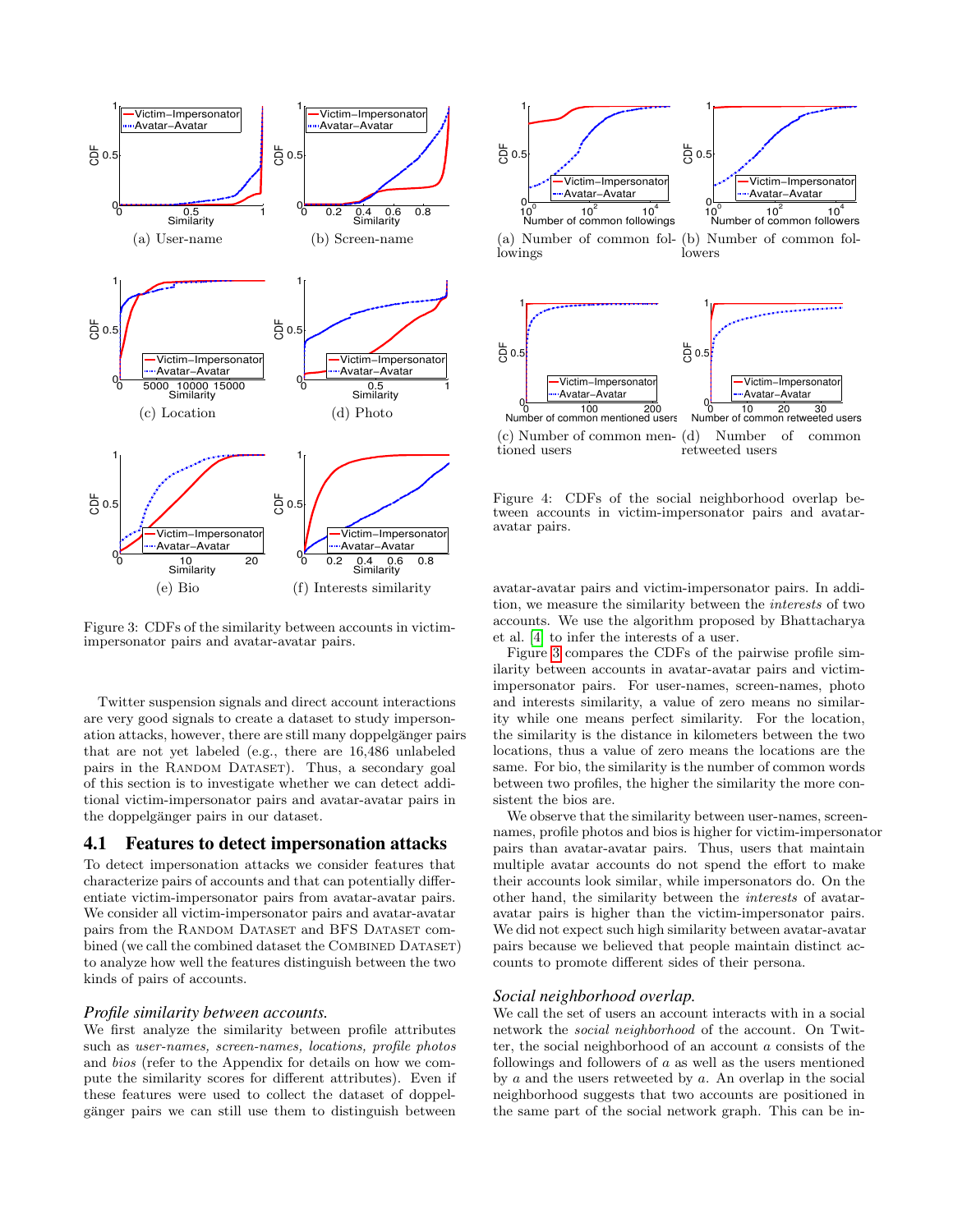Figure 3: CDFs of the similarity between accounts in victim-impersonator pairs and avatar-avatar pairs.

Twitter suspension signals and direct account interactions are very good signals to create a dataset to study impersonation attacks, however, there are still many doppelgänger pairs that are not yet labeled (e.g., there are 16,486 unlabeled pairs in the RANDOM DATASET). Thus, a secondary goal of this section is to investigate whether we can detect additional victim-impersonator pairs and avatar-avatar pairs in the doppelgänger pairs in our dataset.

## 4.1 Features to detect impersonation attacks

To detect impersonation attacks we consider features that characterize pairs of accounts and that can potentially differentiate victim-impersonator pairs from avatar-avatar pairs. We consider all victim-impersonator pairs and avatar-avatar pairs from the RANDOM DATASET and BFS DATASET combined (we call the combined dataset the COMBINED DATASET) to analyze how well the features distinguish between the two kinds of pairs of accounts.

### *Profile similarity between accounts.*

We first analyze the similarity between profile attributes such as *user-names, screen-names, locations, profile photos* and *bios* (refer to the Appendix for details on how we compute the similarity scores for different attributes). Even if these features were used to collect the dataset of doppelgänger pairs we can still use them to distinguish between avatar-avatar pairs and victim-impersonator pairs. In addition, we measure the similarity between the *interests* of two accounts. We use the algorithm proposed by Bhattacharya et al. [4] to infer the interests of a user.

Figure 3 compares the CDFs of the pairwise profile similarity between accounts in avatar-avatar pairs and victim-impersonator pairs. For user-names, screen-names, photo and interests similarity, a value of zero means no similarity while one means perfect similarity. For the location, the similarity is the distance in kilometers between the two locations, thus a value of zero means the locations are the same. For bio, the similarity is the number of common words between two profiles, the higher the similarity the more consistent the bios are.

We observe that the similarity between user-names, screen-names, profile photos and bios is higher for victim-impersonator pairs than avatar-avatar pairs. Thus, users that maintain multiple avatar accounts do not spend the effort to make their accounts look similar, while impersonators do. On the other hand, the similarity between the *interests* of avatar-avatar pairs is higher than the victim-impersonator pairs. We did not expect such high similarity between avatar-avatar pairs because we believed that people maintain distinct accounts to promote different sides of their persona.

Figure 4: CDFs of the social neighborhood overlap between accounts in victim-impersonator pairs and avatar-avatar pairs.

### *Social neighborhood overlap.*

We call the set of users an account interacts with in a social network the *social neighborhood* of the account. On Twitter, the social neighborhood of an account $a$ consists of the followings and followers of $a$ as well as the users mentioned by $a$ and the users retweeted by $a$. An overlap in the social neighborhood suggests that two accounts are positioned in the same part of the social network graph. This can be in-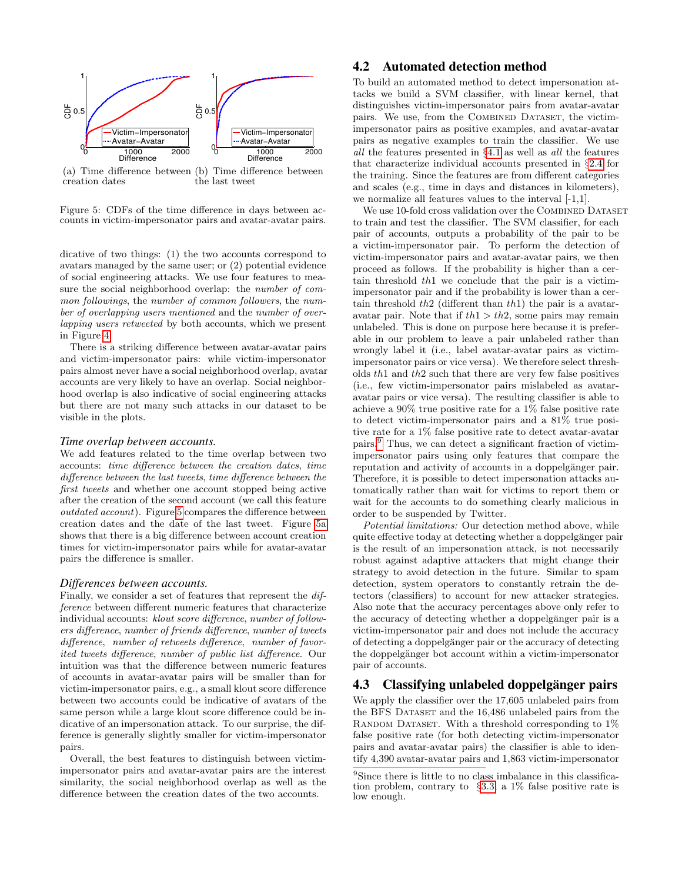1

CDF 0.5

0

0 1000 2000

Difference

Victim−Impersonator

Avatar−Avatar

(a) Time difference between creation dates

1

CDF 0.5

0

0 1000 2000

Difference

Victim−Impersonator

Avatar−Avatar

(b) Time difference between the last tweet

Figure 5: CDFs of the time difference in days between accounts in victim-impersonator pairs and avatar-avatar pairs.

dicative of two things: (1) the two accounts correspond to avatars managed by the same user; or (2) potential evidence of social engineering attacks. We use four features to measure the social neighborhood overlap: the *number of common followings*, the *number of common followers*, the *number of overlapping users mentioned* and the *number of overlapping users retweeted* by both accounts, which we present in Figure 4.

There is a striking difference between avatar-avatar pairs and victim-impersonator pairs: while victim-impersonator pairs almost never have a social neighborhood overlap, avatar accounts are very likely to have an overlap. Social neighborhood overlap is also indicative of social engineering attacks but there are not many such attacks in our dataset to be visible in the plots.

### *Time overlap between accounts.*

We add features related to the time overlap between two accounts: *time difference between the creation dates*, *time difference between the last tweets*, *time difference between the first tweets* and whether one account stopped being active after the creation of the second account (we call this feature *outdated account*). Figure 5 compares the difference between creation dates and the date of the last tweet. Figure 5a shows that there is a big difference between account creation times for victim-impersonator pairs while for avatar-avatar pairs the difference is smaller.

### *Differences between accounts.*

Finally, we consider a set of features that represent the *difference* between different numeric features that characterize individual accounts: *klout score difference*, *number of followers difference*, *number of friends difference*, *number of tweets difference*, *number of retweets difference*, *number of favorited tweets difference*, *number of public list difference*. Our intuition was that the difference between numeric features of accounts in avatar-avatar pairs will be smaller than for victim-impersonator pairs, e.g., a small klout score difference between two accounts could be indicative of avatars of the same person while a large klout score difference could be indicative of an impersonation attack. To our surprise, the difference is generally slightly smaller for victim-impersonator pairs.

Overall, the best features to distinguish between victim-impersonator pairs and avatar-avatar pairs are the interest similarity, the social neighborhood overlap as well as the difference between the creation dates of the two accounts.

## 4.2 Automated detection method

To build an automated method to detect impersonation attacks we build a SVM classifier, with linear kernel, that distinguishes victim-impersonator pairs from avatar-avatar pairs. We use, from the Combined Dataset, the victim-impersonator pairs as positive examples, and avatar-avatar pairs as negative examples to train the classifier. We use *all* the features presented in §4.1 as well as *all* the features that characterize individual accounts presented in §2.4 for the training. Since the features are from different categories and scales (e.g., time in days and distances in kilometers), we normalize all features values to the interval [-1,1].

We use 10-fold cross validation over the Combined Dataset to train and test the classifier. The SVM classifier, for each pair of accounts, outputs a probability of the pair to be a victim-impersonator pair. To perform the detection of victim-impersonator pairs and avatar-avatar pairs, we then proceed as follows. If the probability is higher than a certain threshold $th1$ we conclude that the pair is a victim-impersonator pair and if the probability is lower than a certain threshold $th2$ (different than $th1$) the pair is a avatar-avatar pair. Note that if $th1 > th2$, some pairs may remain unlabeled. This is done on purpose here because it is preferable in our problem to leave a pair unlabeled rather than wrongly label it (i.e., label avatar-avatar pairs as victim-impersonator pairs or vice versa). We therefore select thresholds $th1$ and $th2$ such that there are very few false positives (i.e., few victim-impersonator pairs mislabeled as avatar-avatar pairs or vice versa). The resulting classifier is able to achieve a 90% true positive rate for a 1% false positive rate to detect victim-impersonator pairs and a 81% true positive rate for a 1% false positive rate to detect avatar-avatar pairs.[9] Thus, we can detect a significant fraction of victim-impersonator pairs using only features that compare the reputation and activity of accounts in a doppelgänger pair. Therefore, it is possible to detect impersonation attacks automatically rather than wait for victims to report them or wait for the accounts to do something clearly malicious in order to be suspended by Twitter.

*Potential limitations:* Our detection method above, while quite effective today at detecting whether a doppelgänger pair is the result of an impersonation attack, is not necessarily robust against adaptive attackers that might change their strategy to avoid detection in the future. Similar to spam detection, system operators to constantly retrain the detectors (classifiers) to account for new attacker strategies. Also note that the accuracy percentages above only refer to the accuracy of detecting whether a doppelgänger pair is a victim-impersonator pair and does not include the accuracy of detecting a doppelgänger pair or the accuracy of detecting the doppelgänger bot account within a victim-impersonator pair of accounts.

## 4.3 Classifying unlabeled doppelgänger pairs

We apply the classifier over the 17,605 unlabeled pairs from the BFS Dataset and the 16,486 unlabeled pairs from the Random Dataset. With a threshold corresponding to 1% false positive rate (for both detecting victim-impersonator pairs and avatar-avatar pairs) the classifier is able to identify 4,390 avatar-avatar pairs and 1,863 victim-impersonator

[9] Since there is little to no class imbalance in this classification problem, contrary to §3.3, a 1% false positive rate is low enough.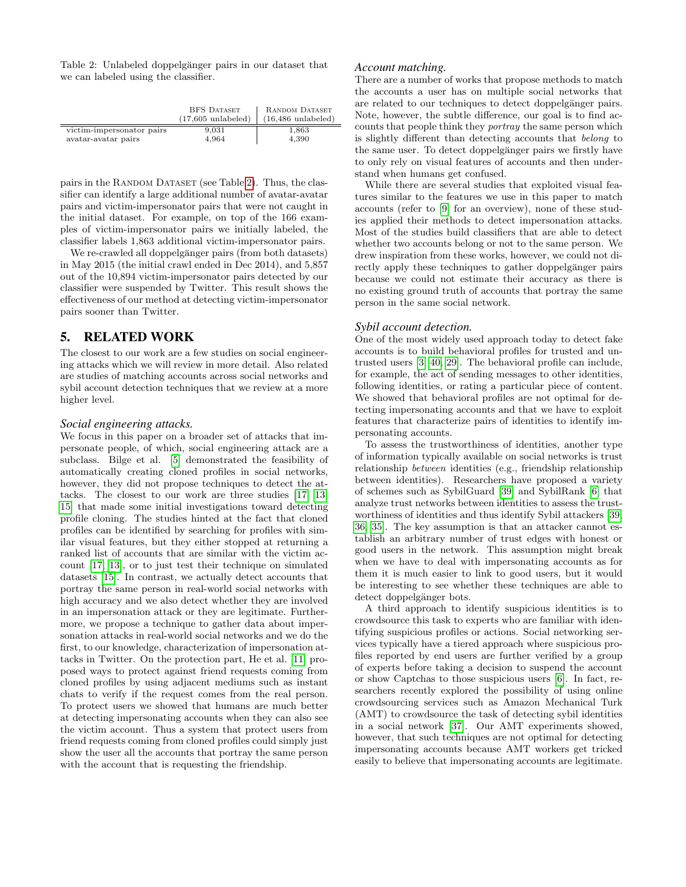Table 2: Unlabeled doppelgänger pairs in our dataset that we can labeled using the classifier.

| | BFS Dataset (17,605 unlabeled) | Random Dataset (16,486 unlabeled) |
|---|---|---|
| victim-impersonator pairs | 9,031 | 1,863 |
| avatar-avatar pairs | 4,964 | 4,390 |

pairs in the Random Dataset (see Table 2). Thus, the classifier can identify a large additional number of avatar-avatar pairs and victim-impersonator pairs that were not caught in the initial dataset. For example, on top of the 166 examples of victim-impersonator pairs we initially labeled, the classifier labels 1,863 additional victim-impersonator pairs.

We re-crawled all doppelgänger pairs (from both datasets) in May 2015 (the initial crawl ended in Dec 2014), and 5,857 out of the 10,894 victim-impersonator pairs detected by our classifier were suspended by Twitter. This result shows the effectiveness of our method at detecting victim-impersonator pairs sooner than Twitter.

## 5. RELATED WORK

The closest to our work are a few studies on social engineering attacks which we will review in more detail. Also related are studies of matching accounts across social networks and sybil account detection techniques that we review at a more higher level.

### *Social engineering attacks.*

We focus in this paper on a broader set of attacks that impersonate people, of which, social engineering attack are a subclass. Bilge et al. [5] demonstrated the feasibility of automatically creating cloned profiles in social networks, however, they did not propose techniques to detect the attacks. The closest to our work are three studies [17, 13, 15] that made some initial investigations toward detecting profile cloning. The studies hinted at the fact that cloned profiles can be identified by searching for profiles with similar visual features, but they either stopped at returning a ranked list of accounts that are similar with the victim account [17, 13], or to just test their technique on simulated datasets [15]. In contrast, we actually detect accounts that portray the same person in real-world social networks with high accuracy and we also detect whether they are involved in an impersonation attack or they are legitimate. Furthermore, we propose a technique to gather data about impersonation attacks in real-world social networks and we do the first, to our knowledge, characterization of impersonation attacks in Twitter. On the protection part, He et al. [11] proposed ways to protect against friend requests coming from cloned profiles by using adjacent mediums such as instant chats to verify if the request comes from the real person. To protect users we showed that humans are much better at detecting impersonating accounts when they can also see the victim account. Thus a system that protect users from friend requests coming from cloned profiles could simply just show the user all the accounts that portray the same person with the account that is requesting the friendship.

### *Account matching.*

There are a number of works that propose methods to match the accounts a user has on multiple social networks that are related to our techniques to detect doppelgänger pairs. Note, however, the subtle difference, our goal is to find accounts that people think they *portray* the same person which is slightly different than detecting accounts that *belong* to the same user. To detect doppelgänger pairs we firstly have to only rely on visual features of accounts and then understand when humans get confused.

While there are several studies that exploited visual features similar to the features we use in this paper to match accounts (refer to [9] for an overview), none of these studies applied their methods to detect impersonation attacks. Most of the studies build classifiers that are able to detect whether two accounts belong or not to the same person. We drew inspiration from these works, however, we could not directly apply these techniques to gather doppelgänger pairs because we could not estimate their accuracy as there is no existing ground truth of accounts that portray the same person in the same social network.

### *Sybil account detection.*

One of the most widely used approach today to detect fake accounts is to build behavioral profiles for trusted and untrusted users [3, 40, 29]. The behavioral profile can include, for example, the act of sending messages to other identities, following identities, or rating a particular piece of content. We showed that behavioral profiles are not optimal for detecting impersonating accounts and that we have to exploit features that characterize pairs of identities to identify impersonating accounts.

To assess the trustworthiness of identities, another type of information typically available on social networks is trust relationship *between* identities (e.g., friendship relationship between identities). Researchers have proposed a variety of schemes such as SybilGuard [39] and SybilRank [6] that analyze trust networks between identities to assess the trustworthiness of identities and thus identify Sybil attackers [39, 36, 35]. The key assumption is that an attacker cannot establish an arbitrary number of trust edges with honest or good users in the network. This assumption might break when we have to deal with impersonating accounts as for them it is much easier to link to good users, but it would be interesting to see whether these techniques are able to detect doppelgänger bots.

A third approach to identify suspicious identities is to crowdsource this task to experts who are familiar with identifying suspicious profiles or actions. Social networking services typically have a tiered approach where suspicious profiles reported by end users are further verified by a group of experts before taking a decision to suspend the account or show Captchas to those suspicious users [6]. In fact, researchers recently explored the possibility of using online crowdsourcing services such as Amazon Mechanical Turk (AMT) to crowdsource the task of detecting sybil identities in a social network [37]. Our AMT experiments showed, however, that such techniques are not optimal for detecting impersonating accounts because AMT workers get tricked easily to believe that impersonating accounts are legitimate.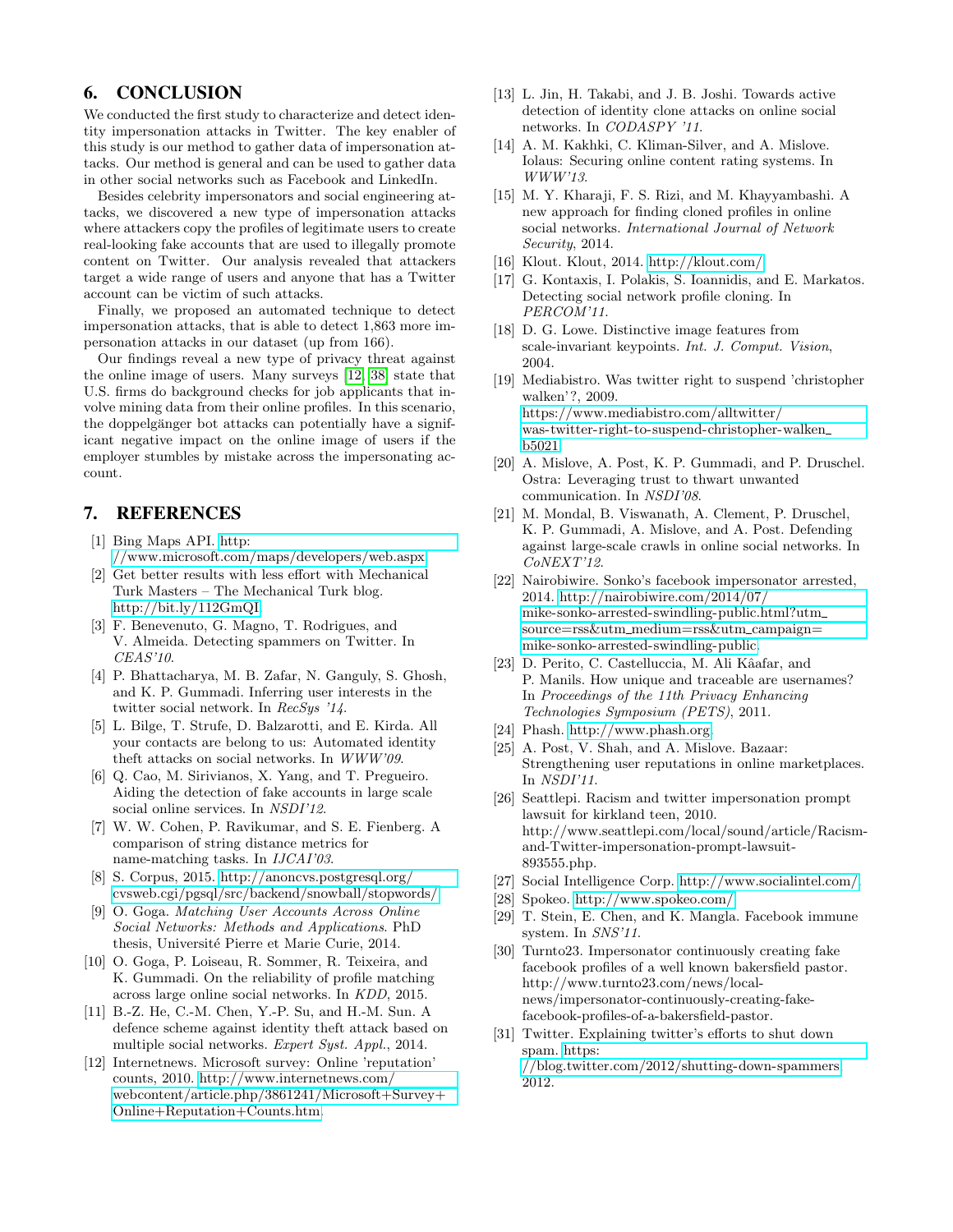## 6. CONCLUSION

We conducted the first study to characterize and detect identity impersonation attacks in Twitter. The key enabler of this study is our method to gather data of impersonation attacks. Our method is general and can be used to gather data in other social networks such as Facebook and LinkedIn.

Besides celebrity impersonators and social engineering attacks, we discovered a new type of impersonation attacks where attackers copy the profiles of legitimate users to create real-looking fake accounts that are used to illegally promote content on Twitter. Our analysis revealed that attackers target a wide range of users and anyone that has a Twitter account can be victim of such attacks.

Finally, we proposed an automated technique to detect impersonation attacks, that is able to detect 1,863 more impersonation attacks in our dataset (up from 166).

Our findings reveal a new type of privacy threat against the online image of users. Many surveys [12, 38] state that U.S. firms do background checks for job applicants that involve mining data from their online profiles. In this scenario, the doppelgänger bot attacks can potentially have a significant negative impact on the online image of users if the employer stumbles by mistake across the impersonating account.

## 7. REFERENCES

[1] Bing Maps API. http://www.microsoft.com/maps/developers/web.aspx.

[2] Get better results with less effort with Mechanical Turk Masters – The Mechanical Turk blog. http://bit.ly/112GmQI.

[3] F. Benevenuto, G. Magno, T. Rodrigues, and V. Almeida. Detecting spammers on Twitter. In *CEAS'10*.

[4] P. Bhattacharya, M. B. Zafar, N. Ganguly, S. Ghosh, and K. P. Gummadi. Inferring user interests in the twitter social network. In *RecSys '14*.

[5] L. Bilge, T. Strufe, D. Balzarotti, and E. Kirda. All your contacts are belong to us: Automated identity theft attacks on social networks. In *WWW'09*.

[6] Q. Cao, M. Sirivianos, X. Yang, and T. Pregueiro. Aiding the detection of fake accounts in large scale social online services. In *NSDI'12*.

[7] W. W. Cohen, P. Ravikumar, and S. E. Fienberg. A comparison of string distance metrics for name-matching tasks. In *IJCAI'03*.

[8] S. Corpus, 2015. http://anoncvs.postgresql.org/cvsweb.cgi/pgsql/src/backend/snowball/stopwords/.

[9] O. Goga. *Matching User Accounts Across Online Social Networks: Methods and Applications*. PhD thesis, Université Pierre et Marie Curie, 2014.

[10] O. Goga, P. Loiseau, R. Sommer, R. Teixeira, and K. Gummadi. On the reliability of profile matching across large online social networks. In *KDD*, 2015.

[11] B.-Z. He, C.-M. Chen, Y.-P. Su, and H.-M. Sun. A defence scheme against identity theft attack based on multiple social networks. *Expert Syst. Appl.*, 2014.

[12] Internetnews. Microsoft survey: Online 'reputation' counts, 2010. http://www.internetnews.com/webcontent/article.php/3861241/Microsoft+Survey+Online+Reputation+Counts.htm.

[13] L. Jin, H. Takabi, and J. B. Joshi. Towards active detection of identity clone attacks on online social networks. In *CODASPY '11*.

[14] A. M. Kakhki, C. Kliman-Silver, and A. Mislove. Iolaus: Securing online content rating systems. In *WWW'13*.

[15] M. Y. Kharaji, F. S. Rizi, and M. Khayyambashi. A new approach for finding cloned profiles in online social networks. *International Journal of Network Security*, 2014.

[16] Klout. Klout, 2014. http://klout.com/.

[17] G. Kontaxis, I. Polakis, S. Ioannidis, and E. Markatos. Detecting social network profile cloning. In *PERCOM'11*.

[18] D. G. Lowe. Distinctive image features from scale-invariant keypoints. *Int. J. Comput. Vision*, 2004.

[19] Mediabistro. Was twitter right to suspend 'christopher walken'?, 2009. https://www.mediabistro.com/alltwitter/was-twitter-right-to-suspend-christopher-walken_b5021.

[20] A. Mislove, A. Post, K. P. Gummadi, and P. Druschel. Ostra: Leveraging trust to thwart unwanted communication. In *NSDI'08*.

[21] M. Mondal, B. Viswanath, A. Clement, P. Druschel, K. P. Gummadi, A. Mislove, and A. Post. Defending against large-scale crawls in online social networks. In *CoNEXT'12*.

[22] Nairobiwire. Sonko's facebook impersonator arrested, 2014. http://nairobiwire.com/2014/07/mike-sonko-arrested-swindling-public.html?utm_source=rss&utm_medium=rss&utm_campaign=mike-sonko-arrested-swindling-public.

[23] D. Perito, C. Castelluccia, M. Ali Kâafar, and P. Manils. How unique and traceable are usernames? In *Proceedings of the 11th Privacy Enhancing Technologies Symposium (PETS)*, 2011.

[24] Phash. http://www.phash.org.

[25] A. Post, V. Shah, and A. Mislove. Bazaar: Strengthening user reputations in online marketplaces. In *NSDI'11*.

[26] Seattlepi. Racism and twitter impersonation prompt lawsuit for kirkland teen, 2010. http://www.seattlepi.com/local/sound/article/Racism-and-Twitter-impersonation-prompt-lawsuit-893555.php.

[27] Social Intelligence Corp. http://www.socialintel.com/.

[28] Spokeo. http://www.spokeo.com/.

[29] T. Stein, E. Chen, and K. Mangla. Facebook immune system. In *SNS'11*.

[30] Turnto23. Impersonator continuously creating fake facebook profiles of a well known bakersfield pastor. http://www.turnto23.com/news/local-news/impersonator-continuously-creating-fake-facebook-profiles-of-a-bakersfield-pastor.

[31] Twitter. Explaining twitter's efforts to shut down spam. https://blog.twitter.com/2012/shutting-down-spammers, 2012.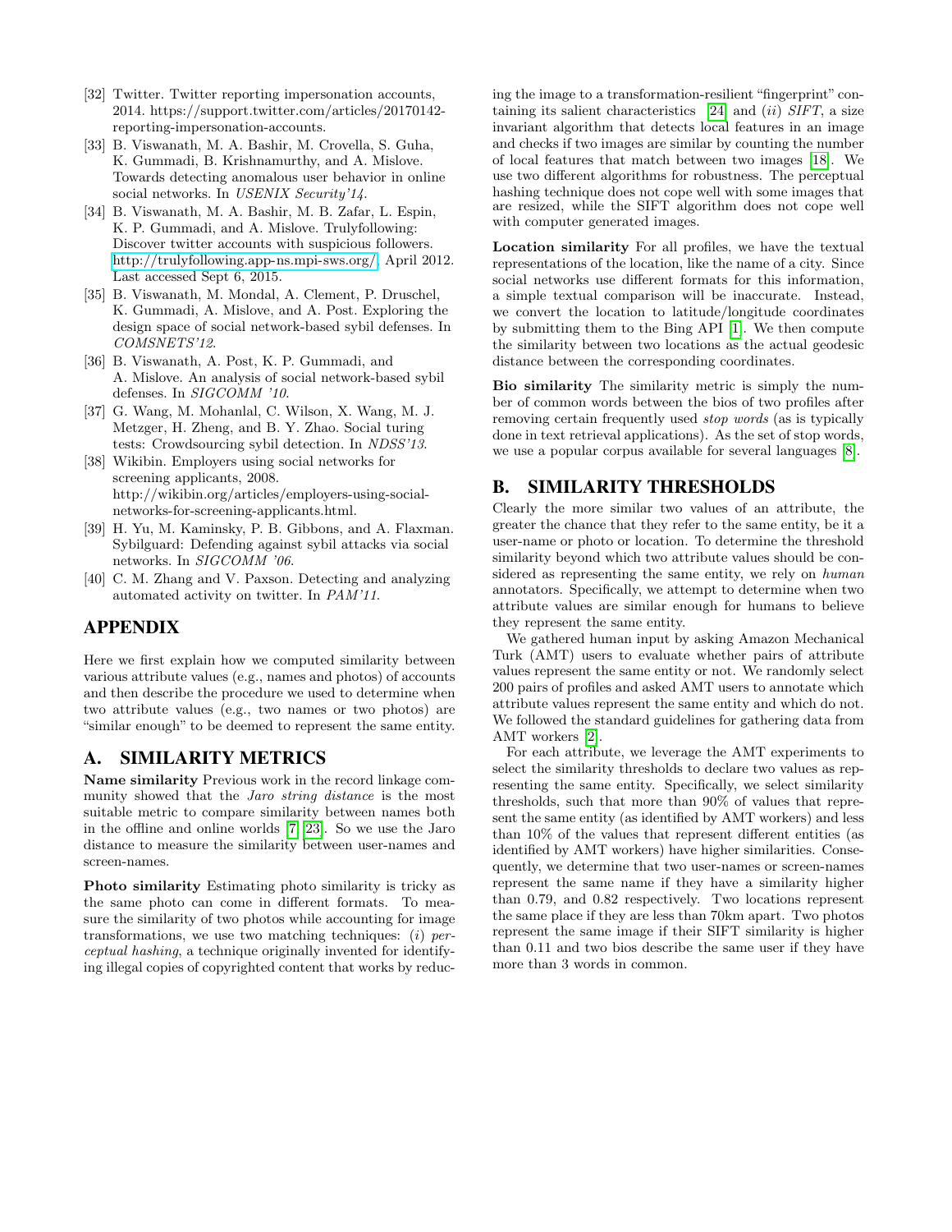[32] Twitter. Twitter reporting impersonation accounts, 2014. https://support.twitter.com/articles/20170142-reporting-impersonation-accounts.

[33] B. Viswanath, M. A. Bashir, M. Crovella, S. Guha, K. Gummadi, B. Krishnamurthy, and A. Mislove. Towards detecting anomalous user behavior in online social networks. In *USENIX Security'14*.

[34] B. Viswanath, M. A. Bashir, M. B. Zafar, L. Espin, K. P. Gummadi, and A. Mislove. Trulyfollowing: Discover twitter accounts with suspicious followers. http://trulyfollowing.app-ns.mpi-sws.org/, April 2012. Last accessed Sept 6, 2015.

[35] B. Viswanath, M. Mondal, A. Clement, P. Druschel, K. Gummadi, A. Mislove, and A. Post. Exploring the design space of social network-based sybil defenses. In *COMSNETS'12*.

[36] B. Viswanath, A. Post, K. P. Gummadi, and A. Mislove. An analysis of social network-based sybil defenses. In *SIGCOMM '10*.

[37] G. Wang, M. Mohanlal, C. Wilson, X. Wang, M. J. Metzger, H. Zheng, and B. Y. Zhao. Social turing tests: Crowdsourcing sybil detection. In *NDSS'13*.

[38] Wikibin. Employers using social networks for screening applicants, 2008. http://wikibin.org/articles/employers-using-social-networks-for-screening-applicants.html.

[39] H. Yu, M. Kaminsky, P. B. Gibbons, and A. Flaxman. Sybilguard: Defending against sybil attacks via social networks. In *SIGCOMM '06*.

[40] C. M. Zhang and V. Paxson. Detecting and analyzing automated activity on twitter. In *PAM'11*.

# APPENDIX

Here we first explain how we computed similarity between various attribute values (e.g., names and photos) of accounts and then describe the procedure we used to determine when two attribute values (e.g., two names or two photos) are "similar enough" to be deemed to represent the same entity.

## A. SIMILARITY METRICS

**Name similarity** Previous work in the record linkage community showed that the *Jaro string distance* is the most suitable metric to compare similarity between names both in the offline and online worlds [7, 23]. So we use the Jaro distance to measure the similarity between user-names and screen-names.

**Photo similarity** Estimating photo similarity is tricky as the same photo can come in different formats. To measure the similarity of two photos while accounting for image transformations, we use two matching techniques: (*i*) *perceptual hashing*, a technique originally invented for identifying illegal copies of copyrighted content that works by reducing the image to a transformation-resilient "fingerprint" containing its salient characteristics [24] and (*ii*) *SIFT*, a size invariant algorithm that detects local features in an image and checks if two images are similar by counting the number of local features that match between two images [18]. We use two different algorithms for robustness. The perceptual hashing technique does not cope well with some images that are resized, while the SIFT algorithm does not cope well with computer generated images.

**Location similarity** For all profiles, we have the textual representations of the location, like the name of a city. Since social networks use different formats for this information, a simple textual comparison will be inaccurate. Instead, we convert the location to latitude/longitude coordinates by submitting them to the Bing API [1]. We then compute the similarity between two locations as the actual geodesic distance between the corresponding coordinates.

**Bio similarity** The similarity metric is simply the number of common words between the bios of two profiles after removing certain frequently used *stop words* (as is typically done in text retrieval applications). As the set of stop words, we use a popular corpus available for several languages [8].

## B. SIMILARITY THRESHOLDS

Clearly the more similar two values of an attribute, the greater the chance that they refer to the same entity, be it a user-name or photo or location. To determine the threshold similarity beyond which two attribute values should be considered as representing the same entity, we rely on *human* annotators. Specifically, we attempt to determine when two attribute values are similar enough for humans to believe they represent the same entity.

We gathered human input by asking Amazon Mechanical Turk (AMT) users to evaluate whether pairs of attribute values represent the same entity or not. We randomly select 200 pairs of profiles and asked AMT users to annotate which attribute values represent the same entity and which do not. We followed the standard guidelines for gathering data from AMT workers [2].

For each attribute, we leverage the AMT experiments to select the similarity thresholds to declare two values as representing the same entity. Specifically, we select similarity thresholds, such that more than 90% of values that represent the same entity (as identified by AMT workers) and less than 10% of the values that represent different entities (as identified by AMT workers) have higher similarities. Consequently, we determine that two user-names or screen-names represent the same name if they have a similarity higher than 0.79, and 0.82 respectively. Two locations represent the same place if they are less than 70km apart. Two photos represent the same image if their SIFT similarity is higher than 0.11 and two bios describe the same user if they have more than 3 words in common.